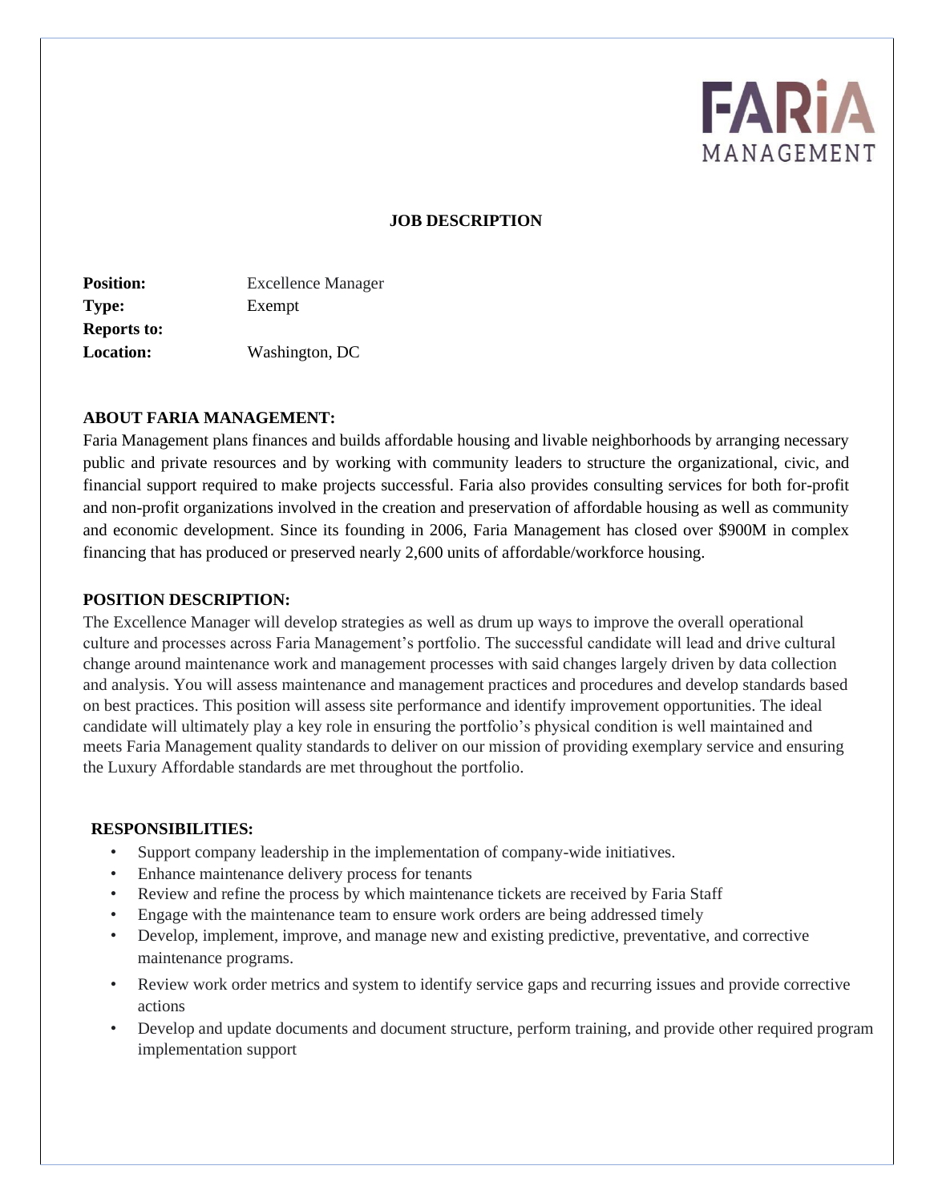FARiA MANAGEMENT

# JOB DESCRIPTION

| | |
|---|---|
| **Position:** | Excellence Manager |
| **Type:** | Exempt |
| **Reports to:** | |
| **Location:** | Washington, DC |

## ABOUT FARIA MANAGEMENT:

Faria Management plans finances and builds affordable housing and livable neighborhoods by arranging necessary public and private resources and by working with community leaders to structure the organizational, civic, and financial support required to make projects successful. Faria also provides consulting services for both for-profit and non-profit organizations involved in the creation and preservation of affordable housing as well as community and economic development. Since its founding in 2006, Faria Management has closed over $900M in complex financing that has produced or preserved nearly 2,600 units of affordable/workforce housing.

## POSITION DESCRIPTION:

The Excellence Manager will develop strategies as well as drum up ways to improve the overall operational culture and processes across Faria Management's portfolio. The successful candidate will lead and drive cultural change around maintenance work and management processes with said changes largely driven by data collection and analysis. You will assess maintenance and management practices and procedures and develop standards based on best practices. This position will assess site performance and identify improvement opportunities. The ideal candidate will ultimately play a key role in ensuring the portfolio's physical condition is well maintained and meets Faria Management quality standards to deliver on our mission of providing exemplary service and ensuring the Luxury Affordable standards are met throughout the portfolio.

## RESPONSIBILITIES:

- Support company leadership in the implementation of company-wide initiatives.
- Enhance maintenance delivery process for tenants
- Review and refine the process by which maintenance tickets are received by Faria Staff
- Engage with the maintenance team to ensure work orders are being addressed timely
- Develop, implement, improve, and manage new and existing predictive, preventative, and corrective maintenance programs.
- Review work order metrics and system to identify service gaps and recurring issues and provide corrective actions
- Develop and update documents and document structure, perform training, and provide other required program implementation support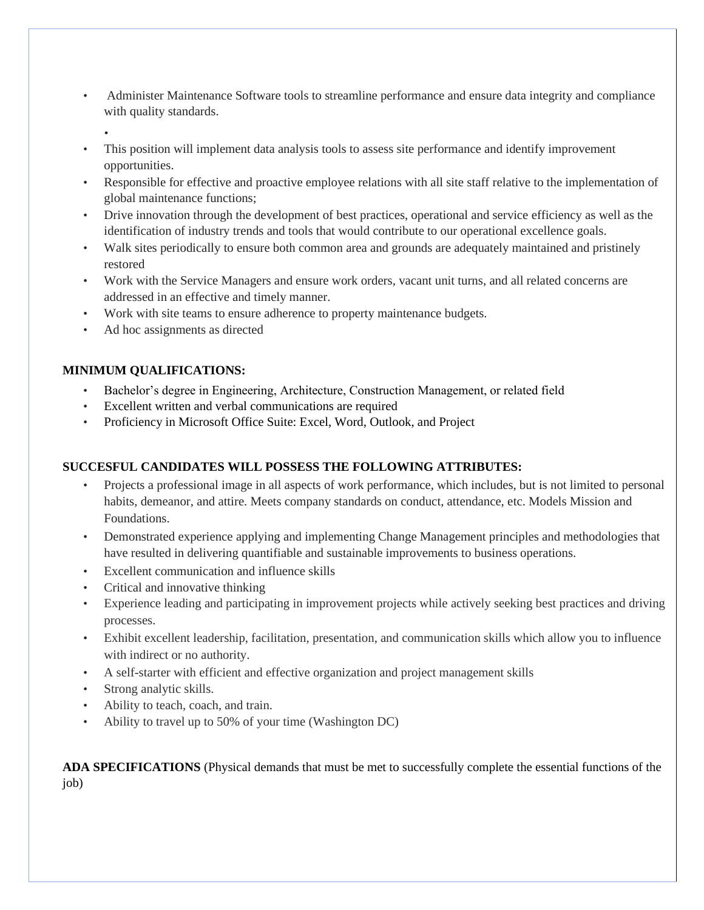- Administer Maintenance Software tools to streamline performance and ensure data integrity and compliance with quality standards.
- This position will implement data analysis tools to assess site performance and identify improvement opportunities.
- Responsible for effective and proactive employee relations with all site staff relative to the implementation of global maintenance functions;
- Drive innovation through the development of best practices, operational and service efficiency as well as the identification of industry trends and tools that would contribute to our operational excellence goals.
- Walk sites periodically to ensure both common area and grounds are adequately maintained and pristinely restored
- Work with the Service Managers and ensure work orders, vacant unit turns, and all related concerns are addressed in an effective and timely manner.
- Work with site teams to ensure adherence to property maintenance budgets.
- Ad hoc assignments as directed

**MINIMUM QUALIFICATIONS:**

- Bachelor's degree in Engineering, Architecture, Construction Management, or related field
- Excellent written and verbal communications are required
- Proficiency in Microsoft Office Suite: Excel, Word, Outlook, and Project

**SUCCESFUL CANDIDATES WILL POSSESS THE FOLLOWING ATTRIBUTES:**

- Projects a professional image in all aspects of work performance, which includes, but is not limited to personal habits, demeanor, and attire. Meets company standards on conduct, attendance, etc. Models Mission and Foundations.
- Demonstrated experience applying and implementing Change Management principles and methodologies that have resulted in delivering quantifiable and sustainable improvements to business operations.
- Excellent communication and influence skills
- Critical and innovative thinking
- Experience leading and participating in improvement projects while actively seeking best practices and driving processes.
- Exhibit excellent leadership, facilitation, presentation, and communication skills which allow you to influence with indirect or no authority.
- A self-starter with efficient and effective organization and project management skills
- Strong analytic skills.
- Ability to teach, coach, and train.
- Ability to travel up to 50% of your time (Washington DC)

**ADA SPECIFICATIONS** (Physical demands that must be met to successfully complete the essential functions of the job)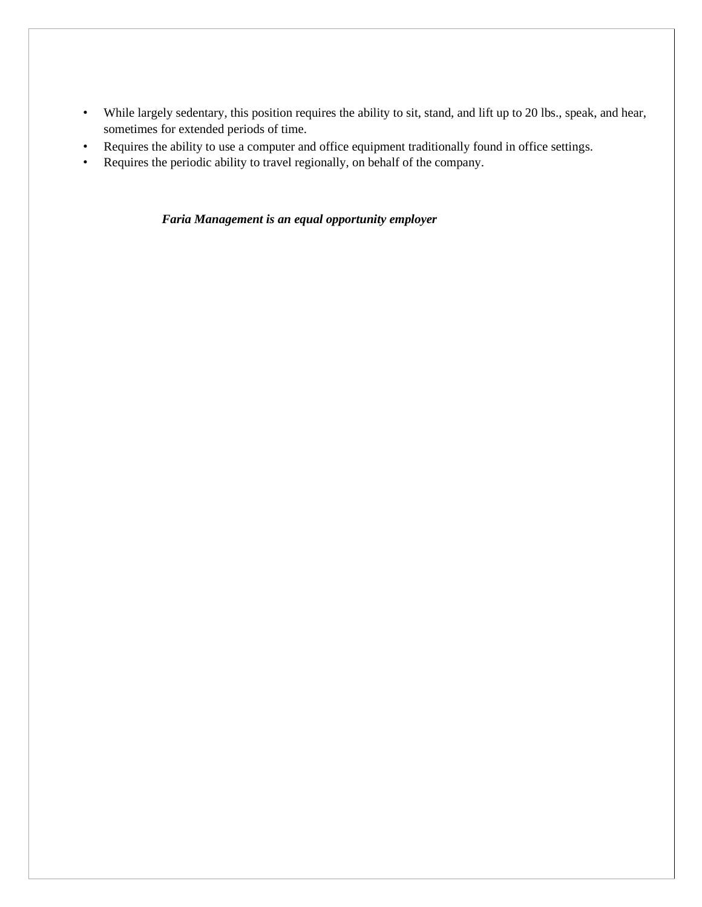- While largely sedentary, this position requires the ability to sit, stand, and lift up to 20 lbs., speak, and hear, sometimes for extended periods of time.
- Requires the ability to use a computer and office equipment traditionally found in office settings.
- Requires the periodic ability to travel regionally, on behalf of the company.

***Faria Management is an equal opportunity employer***